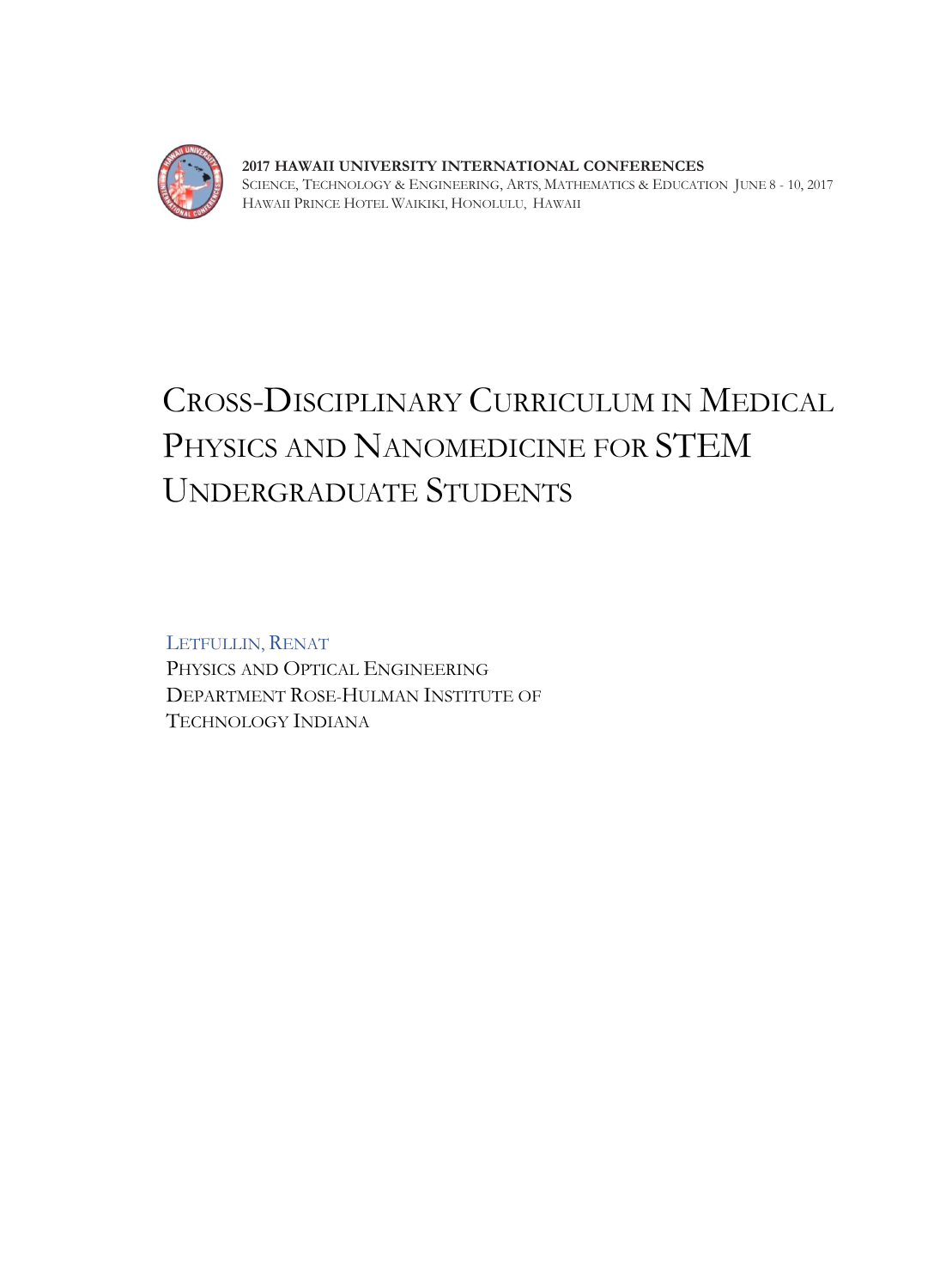**2017 HAWAII UNIVERSITY INTERNATIONAL CONFERENCES**
SCIENCE, TECHNOLOGY & ENGINEERING, ARTS, MATHEMATICS & EDUCATION JUNE 8 - 10, 2017
HAWAII PRINCE HOTEL WAIKIKI, HONOLULU, HAWAII

# CROSS-DISCIPLINARY CURRICULUM IN MEDICAL PHYSICS AND NANOMEDICINE FOR STEM UNDERGRADUATE STUDENTS

LETFULLIN, RENAT
PHYSICS AND OPTICAL ENGINEERING
DEPARTMENT ROSE-HULMAN INSTITUTE OF
TECHNOLOGY INDIANA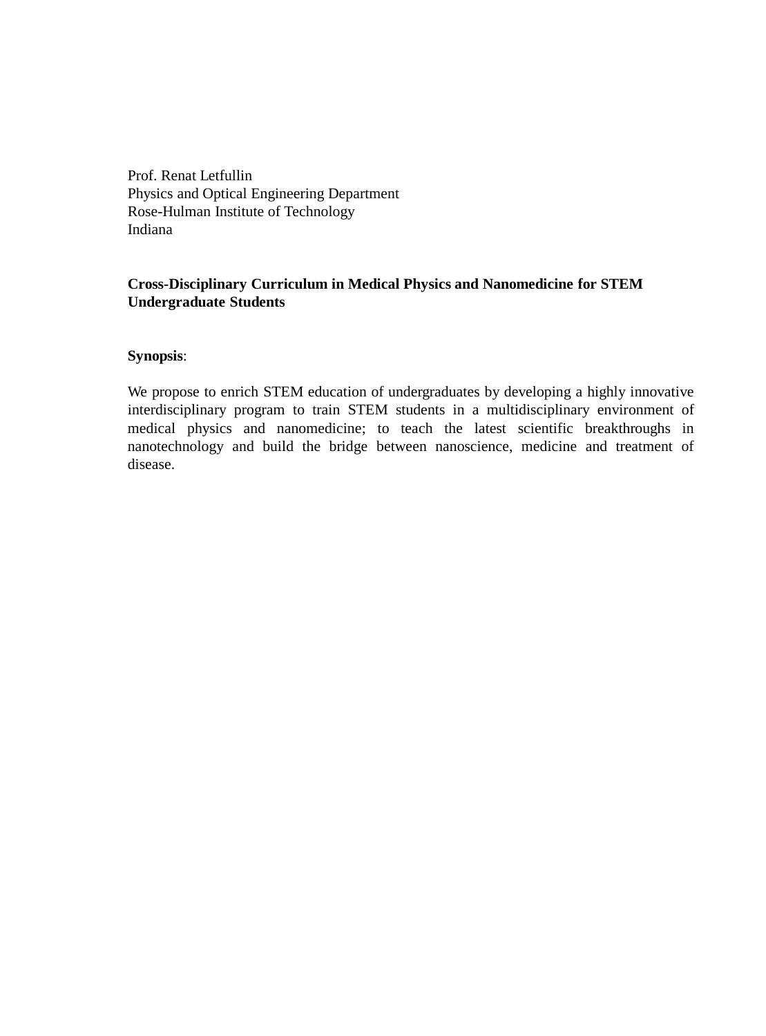Prof. Renat Letfullin  
Physics and Optical Engineering Department  
Rose-Hulman Institute of Technology  
Indiana

**Cross-Disciplinary Curriculum in Medical Physics and Nanomedicine for STEM Undergraduate Students**

**Synopsis**:

We propose to enrich STEM education of undergraduates by developing a highly innovative interdisciplinary program to train STEM students in a multidisciplinary environment of medical physics and nanomedicine; to teach the latest scientific breakthroughs in nanotechnology and build the bridge between nanoscience, medicine and treatment of disease.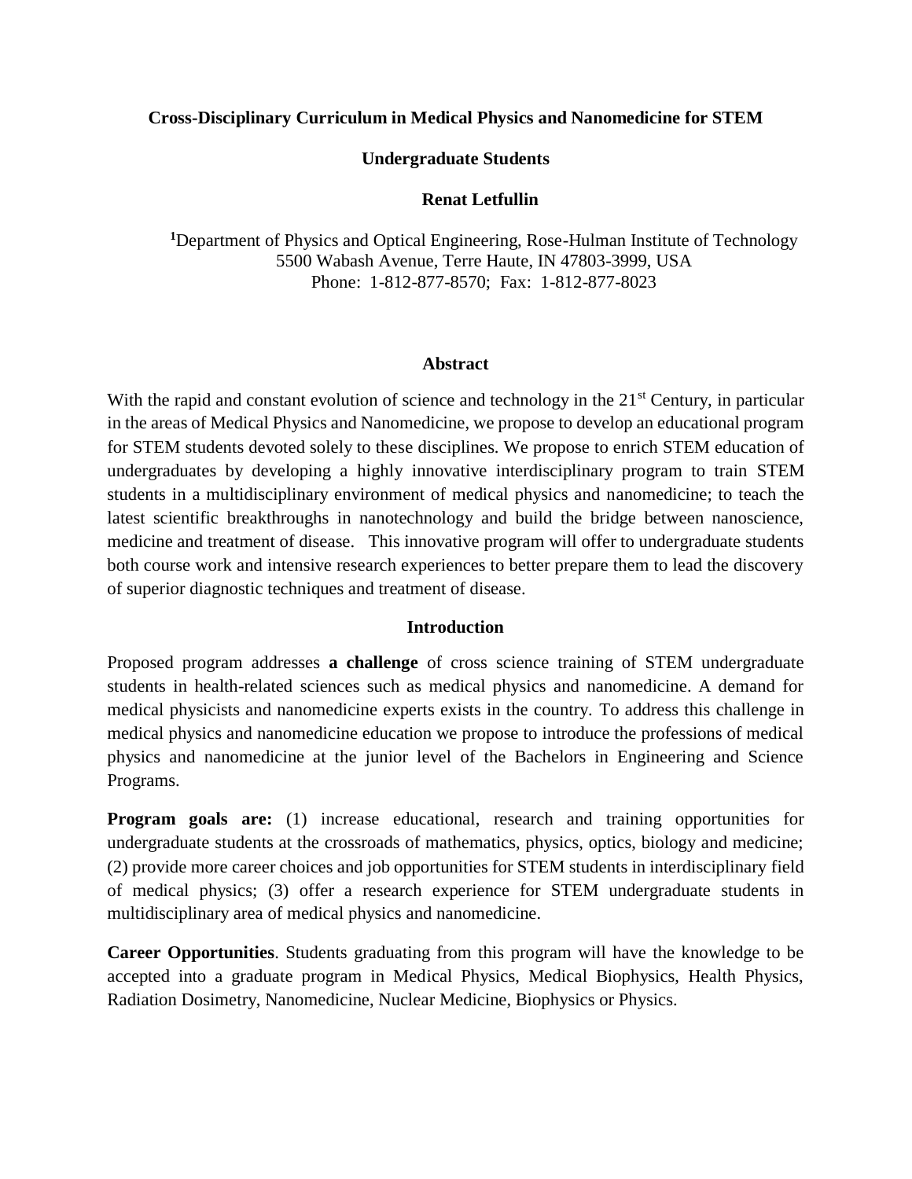**Cross-Disciplinary Curriculum in Medical Physics and Nanomedicine for STEM Undergraduate Students**

**Renat Letfullin**

[1]Department of Physics and Optical Engineering, Rose-Hulman Institute of Technology
5500 Wabash Avenue, Terre Haute, IN 47803-3999, USA
Phone: 1-812-877-8570; Fax: 1-812-877-8023

## Abstract

With the rapid and constant evolution of science and technology in the 21st Century, in particular in the areas of Medical Physics and Nanomedicine, we propose to develop an educational program for STEM students devoted solely to these disciplines. We propose to enrich STEM education of undergraduates by developing a highly innovative interdisciplinary program to train STEM students in a multidisciplinary environment of medical physics and nanomedicine; to teach the latest scientific breakthroughs in nanotechnology and build the bridge between nanoscience, medicine and treatment of disease. This innovative program will offer to undergraduate students both course work and intensive research experiences to better prepare them to lead the discovery of superior diagnostic techniques and treatment of disease.

## Introduction

Proposed program addresses **a challenge** of cross science training of STEM undergraduate students in health-related sciences such as medical physics and nanomedicine. A demand for medical physicists and nanomedicine experts exists in the country. To address this challenge in medical physics and nanomedicine education we propose to introduce the professions of medical physics and nanomedicine at the junior level of the Bachelors in Engineering and Science Programs.

**Program goals are:** (1) increase educational, research and training opportunities for undergraduate students at the crossroads of mathematics, physics, optics, biology and medicine; (2) provide more career choices and job opportunities for STEM students in interdisciplinary field of medical physics; (3) offer a research experience for STEM undergraduate students in multidisciplinary area of medical physics and nanomedicine.

**Career Opportunities**. Students graduating from this program will have the knowledge to be accepted into a graduate program in Medical Physics, Medical Biophysics, Health Physics, Radiation Dosimetry, Nanomedicine, Nuclear Medicine, Biophysics or Physics.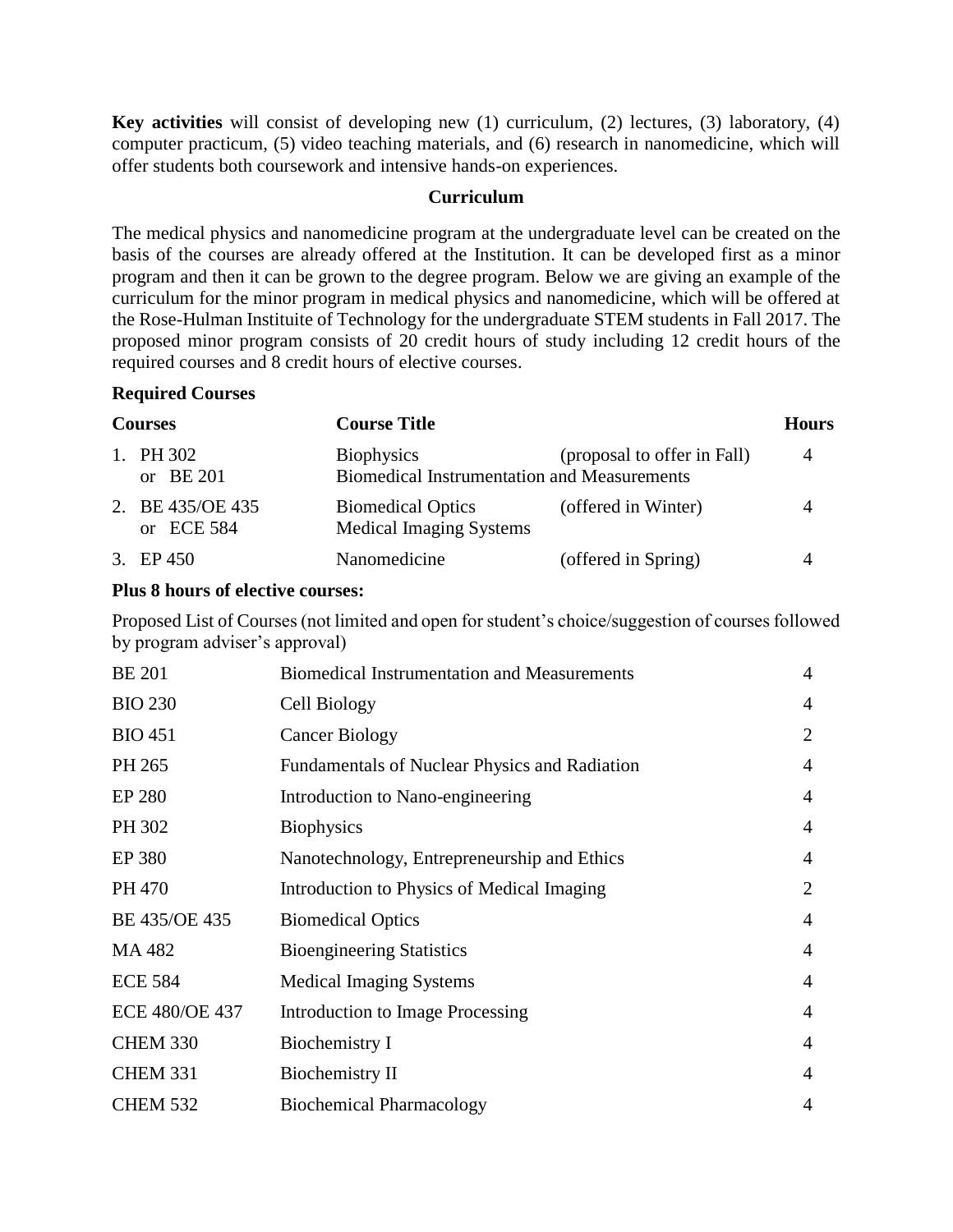**Key activities** will consist of developing new (1) curriculum, (2) lectures, (3) laboratory, (4) computer practicum, (5) video teaching materials, and (6) research in nanomedicine, which will offer students both coursework and intensive hands-on experiences.

## Curriculum

The medical physics and nanomedicine program at the undergraduate level can be created on the basis of the courses are already offered at the Institution. It can be developed first as a minor program and then it can be grown to the degree program. Below we are giving an example of the curriculum for the minor program in medical physics and nanomedicine, which will be offered at the Rose-Hulman Instituite of Technology for the undergraduate STEM students in Fall 2017. The proposed minor program consists of 20 credit hours of study including 12 credit hours of the required courses and 8 credit hours of elective courses.

### Required Courses

| Courses | Course Title | | Hours |
|---|---|---|---|
| 1. PH 302 or BE 201 | Biophysics / Biomedical Instrumentation and Measurements | (proposal to offer in Fall) | 4 |
| 2. BE 435/OE 435 or ECE 584 | Biomedical Optics / Medical Imaging Systems | (offered in Winter) | 4 |
| 3. EP 450 | Nanomedicine | (offered in Spring) | 4 |

### Plus 8 hours of elective courses:

Proposed List of Courses (not limited and open for student's choice/suggestion of courses followed by program adviser's approval)

| Course | Title | Hours |
|---|---|---|
| BE 201 | Biomedical Instrumentation and Measurements | 4 |
| BIO 230 | Cell Biology | 4 |
| BIO 451 | Cancer Biology | 2 |
| PH 265 | Fundamentals of Nuclear Physics and Radiation | 4 |
| EP 280 | Introduction to Nano-engineering | 4 |
| PH 302 | Biophysics | 4 |
| EP 380 | Nanotechnology, Entrepreneurship and Ethics | 4 |
| PH 470 | Introduction to Physics of Medical Imaging | 2 |
| BE 435/OE 435 | Biomedical Optics | 4 |
| MA 482 | Bioengineering Statistics | 4 |
| ECE 584 | Medical Imaging Systems | 4 |
| ECE 480/OE 437 | Introduction to Image Processing | 4 |
| CHEM 330 | Biochemistry I | 4 |
| CHEM 331 | Biochemistry II | 4 |
| CHEM 532 | Biochemical Pharmacology | 4 |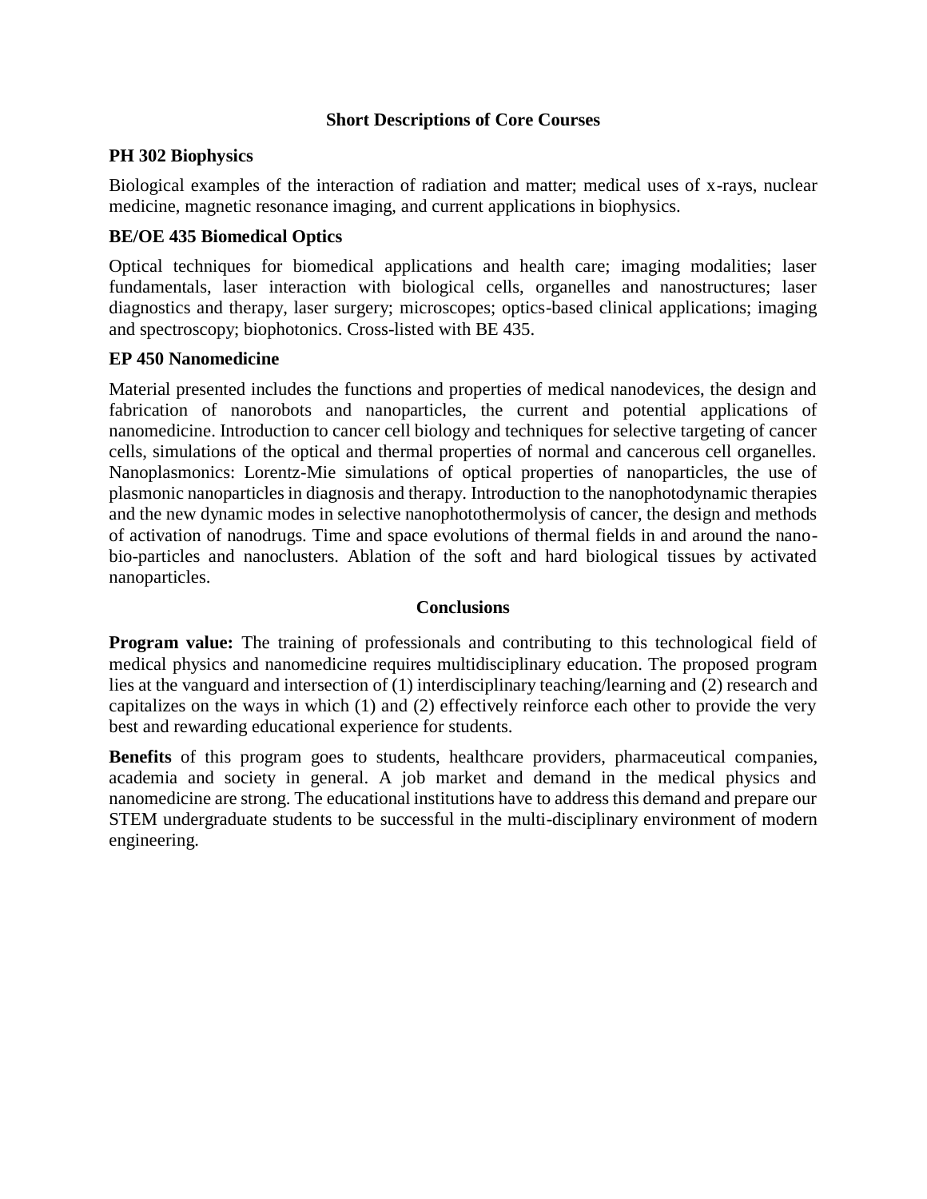## Short Descriptions of Core Courses

### PH 302 Biophysics

Biological examples of the interaction of radiation and matter; medical uses of x-rays, nuclear medicine, magnetic resonance imaging, and current applications in biophysics.

### BE/OE 435 Biomedical Optics

Optical techniques for biomedical applications and health care; imaging modalities; laser fundamentals, laser interaction with biological cells, organelles and nanostructures; laser diagnostics and therapy, laser surgery; microscopes; optics-based clinical applications; imaging and spectroscopy; biophotonics. Cross-listed with BE 435.

### EP 450 Nanomedicine

Material presented includes the functions and properties of medical nanodevices, the design and fabrication of nanorobots and nanoparticles, the current and potential applications of nanomedicine. Introduction to cancer cell biology and techniques for selective targeting of cancer cells, simulations of the optical and thermal properties of normal and cancerous cell organelles. Nanoplasmonics: Lorentz-Mie simulations of optical properties of nanoparticles, the use of plasmonic nanoparticles in diagnosis and therapy. Introduction to the nanophotodynamic therapies and the new dynamic modes in selective nanophotothermolysis of cancer, the design and methods of activation of nanodrugs. Time and space evolutions of thermal fields in and around the nano-bio-particles and nanoclusters. Ablation of the soft and hard biological tissues by activated nanoparticles.

## Conclusions

**Program value:** The training of professionals and contributing to this technological field of medical physics and nanomedicine requires multidisciplinary education. The proposed program lies at the vanguard and intersection of (1) interdisciplinary teaching/learning and (2) research and capitalizes on the ways in which (1) and (2) effectively reinforce each other to provide the very best and rewarding educational experience for students.

**Benefits** of this program goes to students, healthcare providers, pharmaceutical companies, academia and society in general. A job market and demand in the medical physics and nanomedicine are strong. The educational institutions have to address this demand and prepare our STEM undergraduate students to be successful in the multi-disciplinary environment of modern engineering.